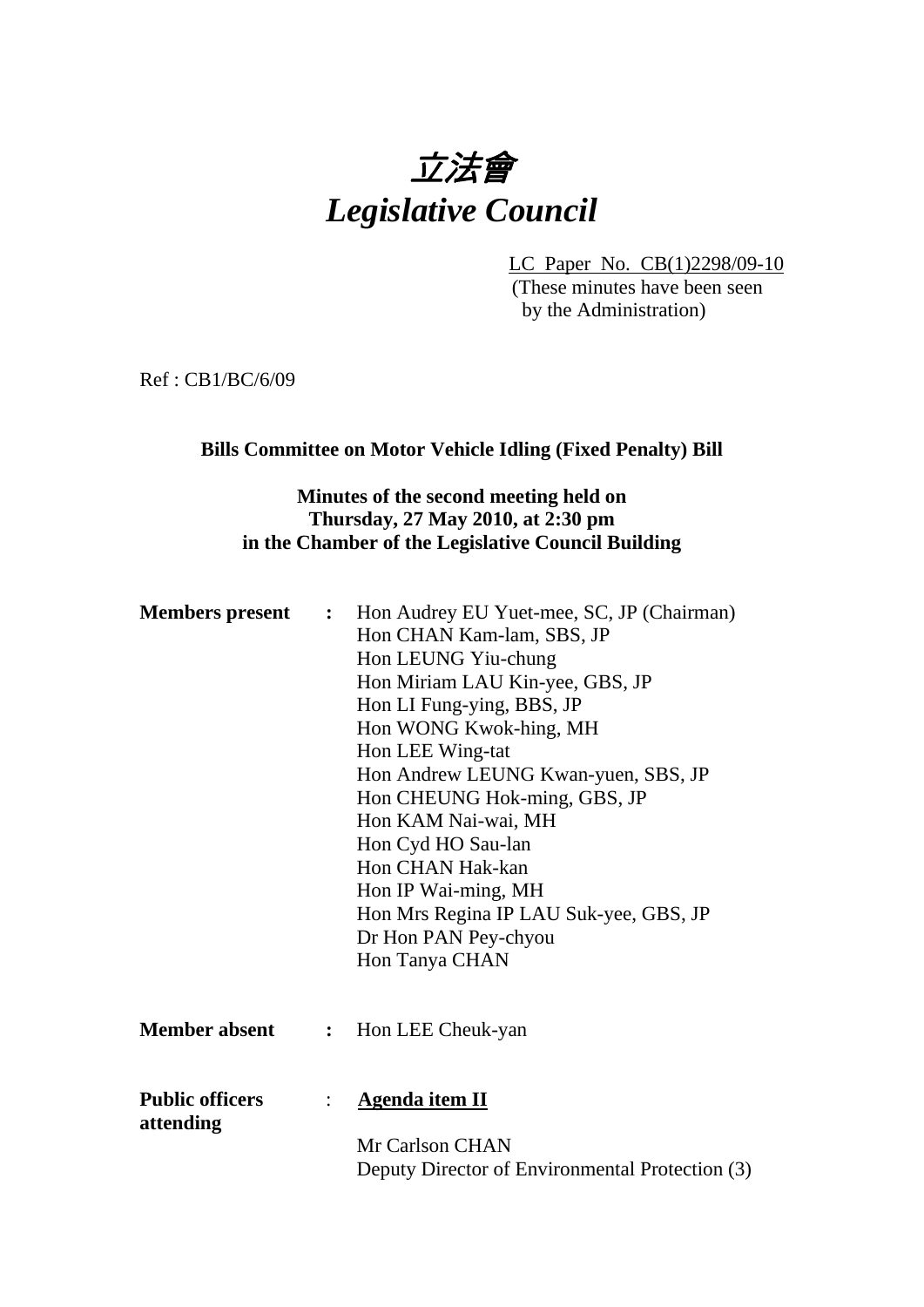# *立法會*
# *Legislative Council*

LC Paper No. CB(1)2298/09-10
(These minutes have been seen by the Administration)

Ref : CB1/BC/6/09

**Bills Committee on Motor Vehicle Idling (Fixed Penalty) Bill**

**Minutes of the second meeting held on Thursday, 27 May 2010, at 2:30 pm in the Chamber of the Legislative Council Building**

**Members present :**
Hon Audrey EU Yuet-mee, SC, JP (Chairman)
Hon CHAN Kam-lam, SBS, JP
Hon LEUNG Yiu-chung
Hon Miriam LAU Kin-yee, GBS, JP
Hon LI Fung-ying, BBS, JP
Hon WONG Kwok-hing, MH
Hon LEE Wing-tat
Hon Andrew LEUNG Kwan-yuen, SBS, JP
Hon CHEUNG Hok-ming, GBS, JP
Hon KAM Nai-wai, MH
Hon Cyd HO Sau-lan
Hon CHAN Hak-kan
Hon IP Wai-ming, MH
Hon Mrs Regina IP LAU Suk-yee, GBS, JP
Dr Hon PAN Pey-chyou
Hon Tanya CHAN

**Member absent :**
Hon LEE Cheuk-yan

**Public officers attending :**
**Agenda item II**

Mr Carlson CHAN
Deputy Director of Environmental Protection (3)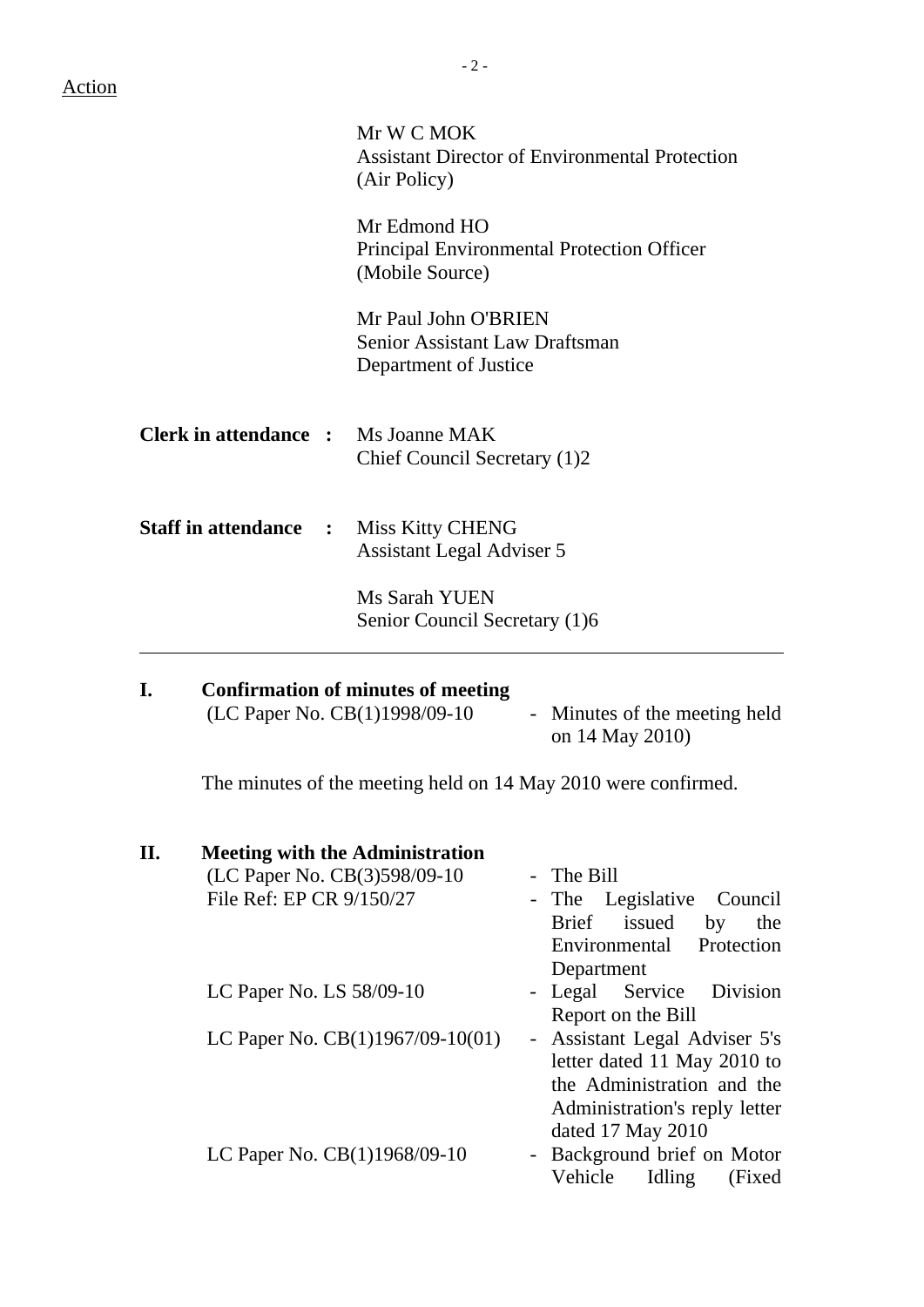Action

Mr W C MOK
Assistant Director of Environmental Protection (Air Policy)

Mr Edmond HO
Principal Environmental Protection Officer (Mobile Source)

Mr Paul John O'BRIEN
Senior Assistant Law Draftsman
Department of Justice

**Clerk in attendance :** Ms Joanne MAK
Chief Council Secretary (1)2

**Staff in attendance :** Miss Kitty CHENG
Assistant Legal Adviser 5

Ms Sarah YUEN
Senior Council Secretary (1)6

---

## I. Confirmation of minutes of meeting

(LC Paper No. CB(1)1998/09-10 - Minutes of the meeting held on 14 May 2010)

The minutes of the meeting held on 14 May 2010 were confirmed.

## II. Meeting with the Administration

(LC Paper No. CB(3)598/09-10 - The Bill
File Ref: EP CR 9/150/27 - The Legislative Council Brief issued by the Environmental Protection Department

LC Paper No. LS 58/09-10 - Legal Service Division Report on the Bill

LC Paper No. CB(1)1967/09-10(01) - Assistant Legal Adviser 5's letter dated 11 May 2010 to the Administration and the Administration's reply letter dated 17 May 2010

LC Paper No. CB(1)1968/09-10 - Background brief on Motor Vehicle Idling (Fixed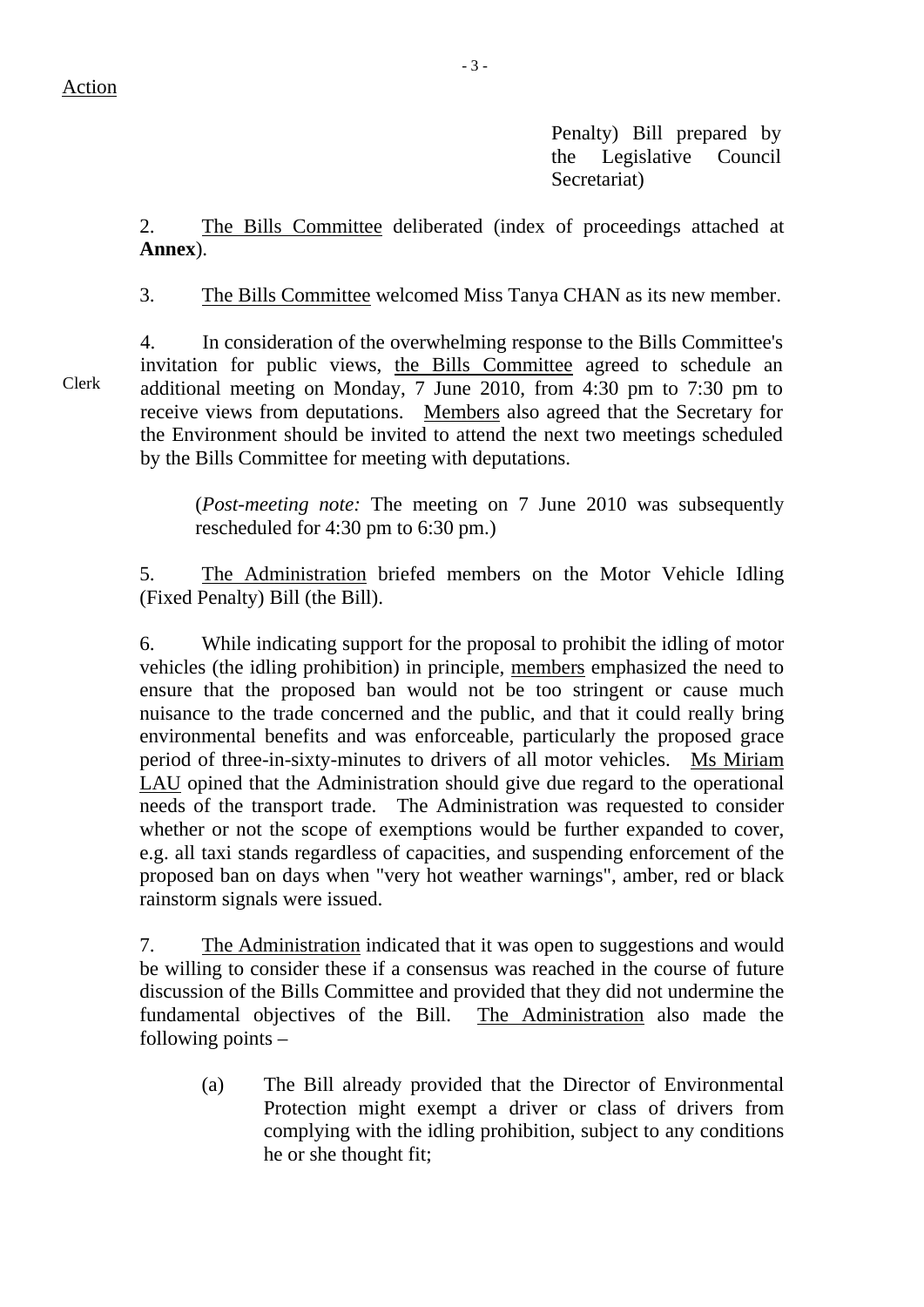Action

Penalty) Bill prepared by the Legislative Council Secretariat)

2. The Bills Committee deliberated (index of proceedings attached at **Annex**).

3. The Bills Committee welcomed Miss Tanya CHAN as its new member.

Clerk

4. In consideration of the overwhelming response to the Bills Committee's invitation for public views, the Bills Committee agreed to schedule an additional meeting on Monday, 7 June 2010, from 4:30 pm to 7:30 pm to receive views from deputations. Members also agreed that the Secretary for the Environment should be invited to attend the next two meetings scheduled by the Bills Committee for meeting with deputations.

(*Post-meeting note:* The meeting on 7 June 2010 was subsequently rescheduled for 4:30 pm to 6:30 pm.)

5. The Administration briefed members on the Motor Vehicle Idling (Fixed Penalty) Bill (the Bill).

6. While indicating support for the proposal to prohibit the idling of motor vehicles (the idling prohibition) in principle, members emphasized the need to ensure that the proposed ban would not be too stringent or cause much nuisance to the trade concerned and the public, and that it could really bring environmental benefits and was enforceable, particularly the proposed grace period of three-in-sixty-minutes to drivers of all motor vehicles. Ms Miriam LAU opined that the Administration should give due regard to the operational needs of the transport trade. The Administration was requested to consider whether or not the scope of exemptions would be further expanded to cover, e.g. all taxi stands regardless of capacities, and suspending enforcement of the proposed ban on days when "very hot weather warnings", amber, red or black rainstorm signals were issued.

7. The Administration indicated that it was open to suggestions and would be willing to consider these if a consensus was reached in the course of future discussion of the Bills Committee and provided that they did not undermine the fundamental objectives of the Bill. The Administration also made the following points –

(a) The Bill already provided that the Director of Environmental Protection might exempt a driver or class of drivers from complying with the idling prohibition, subject to any conditions he or she thought fit;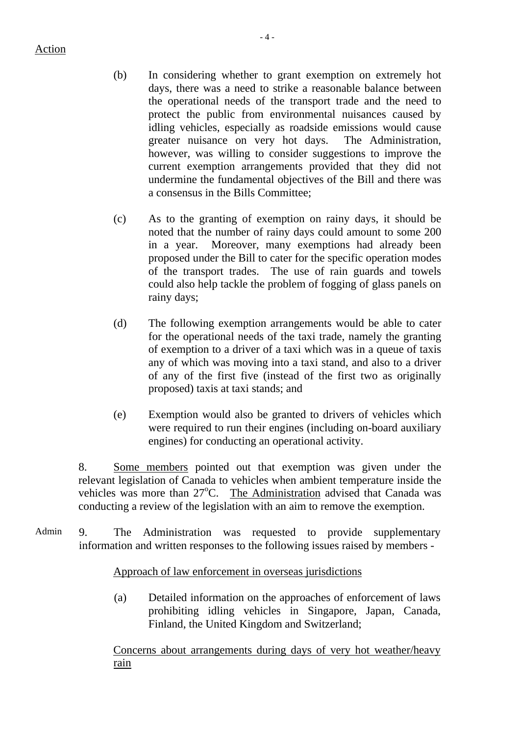Action

(b) In considering whether to grant exemption on extremely hot days, there was a need to strike a reasonable balance between the operational needs of the transport trade and the need to protect the public from environmental nuisances caused by idling vehicles, especially as roadside emissions would cause greater nuisance on very hot days. The Administration, however, was willing to consider suggestions to improve the current exemption arrangements provided that they did not undermine the fundamental objectives of the Bill and there was a consensus in the Bills Committee;

(c) As to the granting of exemption on rainy days, it should be noted that the number of rainy days could amount to some 200 in a year. Moreover, many exemptions had already been proposed under the Bill to cater for the specific operation modes of the transport trades. The use of rain guards and towels could also help tackle the problem of fogging of glass panels on rainy days;

(d) The following exemption arrangements would be able to cater for the operational needs of the taxi trade, namely the granting of exemption to a driver of a taxi which was in a queue of taxis any of which was moving into a taxi stand, and also to a driver of any of the first five (instead of the first two as originally proposed) taxis at taxi stands; and

(e) Exemption would also be granted to drivers of vehicles which were required to run their engines (including on-board auxiliary engines) for conducting an operational activity.

8. Some members pointed out that exemption was given under the relevant legislation of Canada to vehicles when ambient temperature inside the vehicles was more than 27°C. The Administration advised that Canada was conducting a review of the legislation with an aim to remove the exemption.

Admin

9. The Administration was requested to provide supplementary information and written responses to the following issues raised by members -

Approach of law enforcement in overseas jurisdictions

(a) Detailed information on the approaches of enforcement of laws prohibiting idling vehicles in Singapore, Japan, Canada, Finland, the United Kingdom and Switzerland;

Concerns about arrangements during days of very hot weather/heavy rain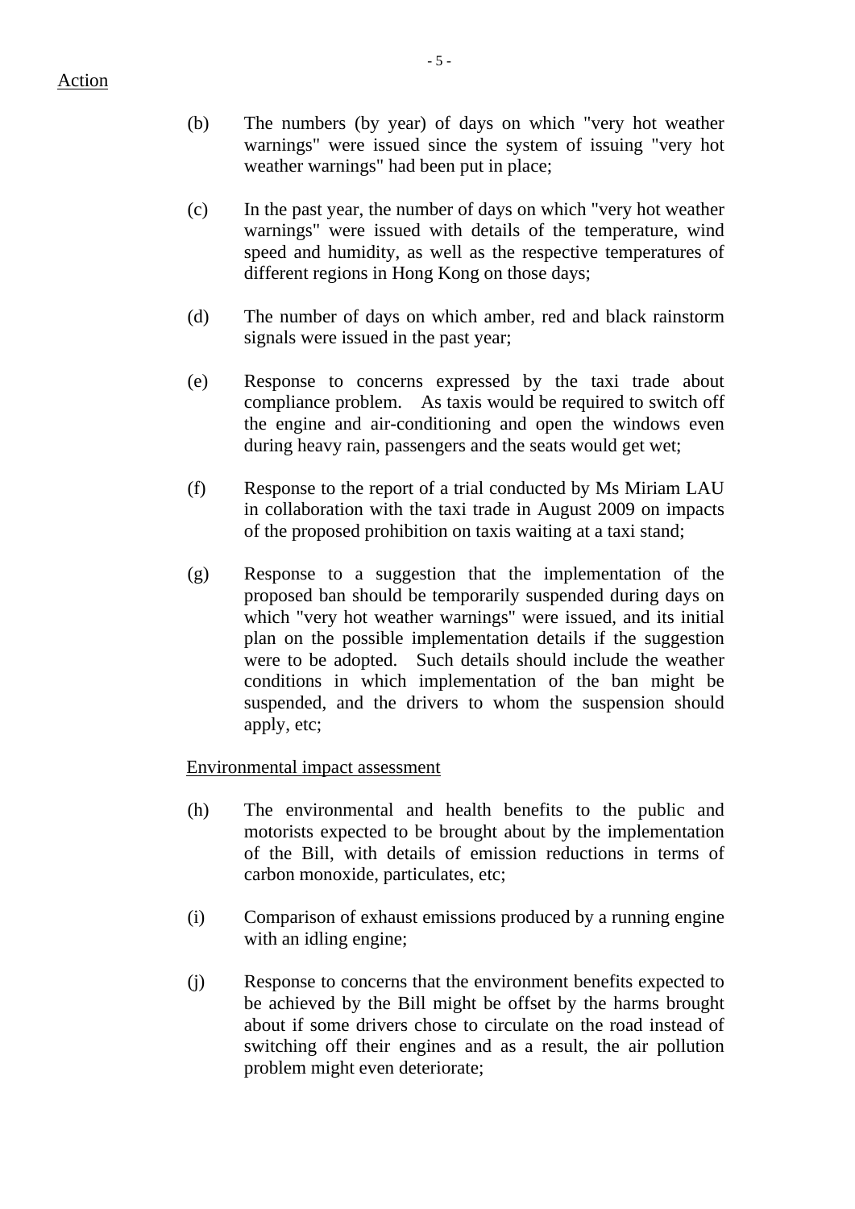Action

(b) The numbers (by year) of days on which "very hot weather warnings" were issued since the system of issuing "very hot weather warnings" had been put in place;

(c) In the past year, the number of days on which "very hot weather warnings" were issued with details of the temperature, wind speed and humidity, as well as the respective temperatures of different regions in Hong Kong on those days;

(d) The number of days on which amber, red and black rainstorm signals were issued in the past year;

(e) Response to concerns expressed by the taxi trade about compliance problem. As taxis would be required to switch off the engine and air-conditioning and open the windows even during heavy rain, passengers and the seats would get wet;

(f) Response to the report of a trial conducted by Ms Miriam LAU in collaboration with the taxi trade in August 2009 on impacts of the proposed prohibition on taxis waiting at a taxi stand;

(g) Response to a suggestion that the implementation of the proposed ban should be temporarily suspended during days on which "very hot weather warnings" were issued, and its initial plan on the possible implementation details if the suggestion were to be adopted. Such details should include the weather conditions in which implementation of the ban might be suspended, and the drivers to whom the suspension should apply, etc;

<u>Environmental impact assessment</u>

(h) The environmental and health benefits to the public and motorists expected to be brought about by the implementation of the Bill, with details of emission reductions in terms of carbon monoxide, particulates, etc;

(i) Comparison of exhaust emissions produced by a running engine with an idling engine;

(j) Response to concerns that the environment benefits expected to be achieved by the Bill might be offset by the harms brought about if some drivers chose to circulate on the road instead of switching off their engines and as a result, the air pollution problem might even deteriorate;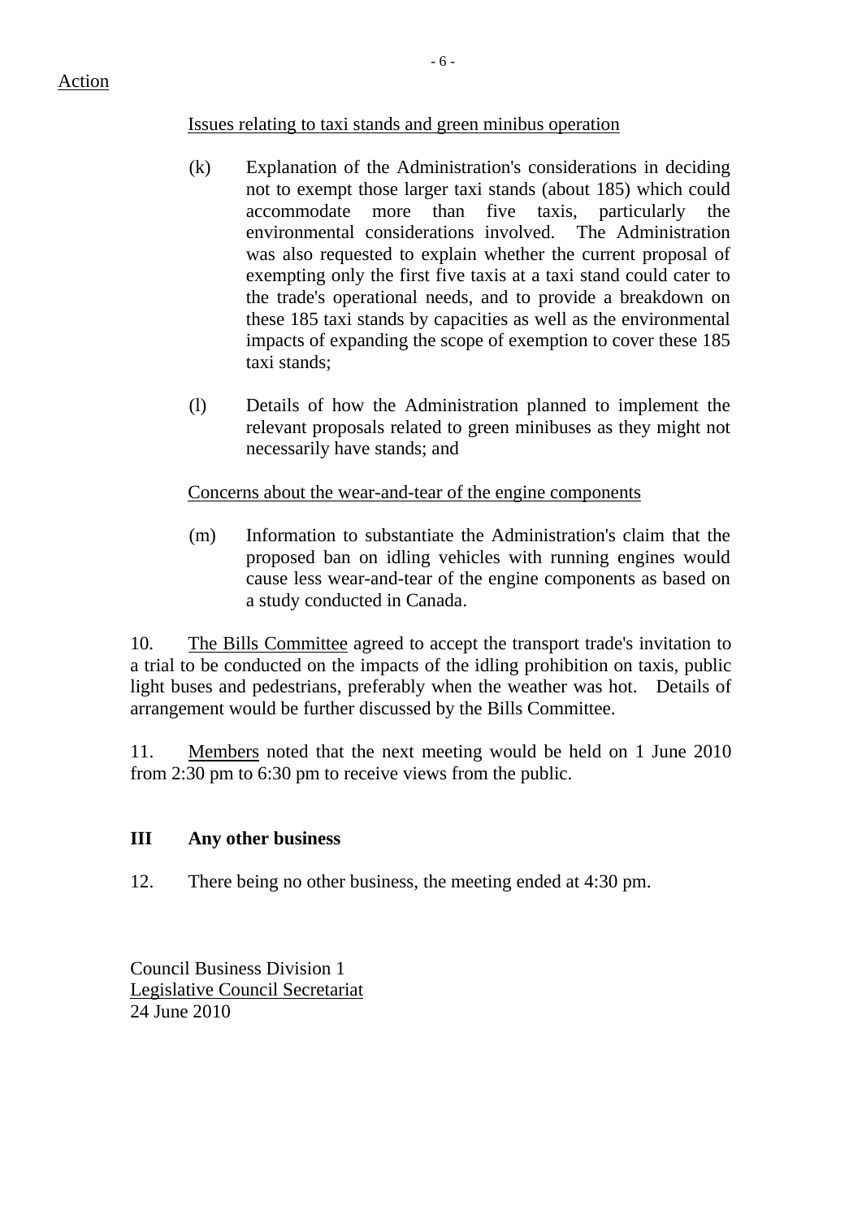Action

Issues relating to taxi stands and green minibus operation

(k) Explanation of the Administration's considerations in deciding not to exempt those larger taxi stands (about 185) which could accommodate more than five taxis, particularly the environmental considerations involved. The Administration was also requested to explain whether the current proposal of exempting only the first five taxis at a taxi stand could cater to the trade's operational needs, and to provide a breakdown on these 185 taxi stands by capacities as well as the environmental impacts of expanding the scope of exemption to cover these 185 taxi stands;

(l) Details of how the Administration planned to implement the relevant proposals related to green minibuses as they might not necessarily have stands; and

Concerns about the wear-and-tear of the engine components

(m) Information to substantiate the Administration's claim that the proposed ban on idling vehicles with running engines would cause less wear-and-tear of the engine components as based on a study conducted in Canada.

10. The Bills Committee agreed to accept the transport trade's invitation to a trial to be conducted on the impacts of the idling prohibition on taxis, public light buses and pedestrians, preferably when the weather was hot. Details of arrangement would be further discussed by the Bills Committee.

11. Members noted that the next meeting would be held on 1 June 2010 from 2:30 pm to 6:30 pm to receive views from the public.

## III Any other business

12. There being no other business, the meeting ended at 4:30 pm.

Council Business Division 1
Legislative Council Secretariat
24 June 2010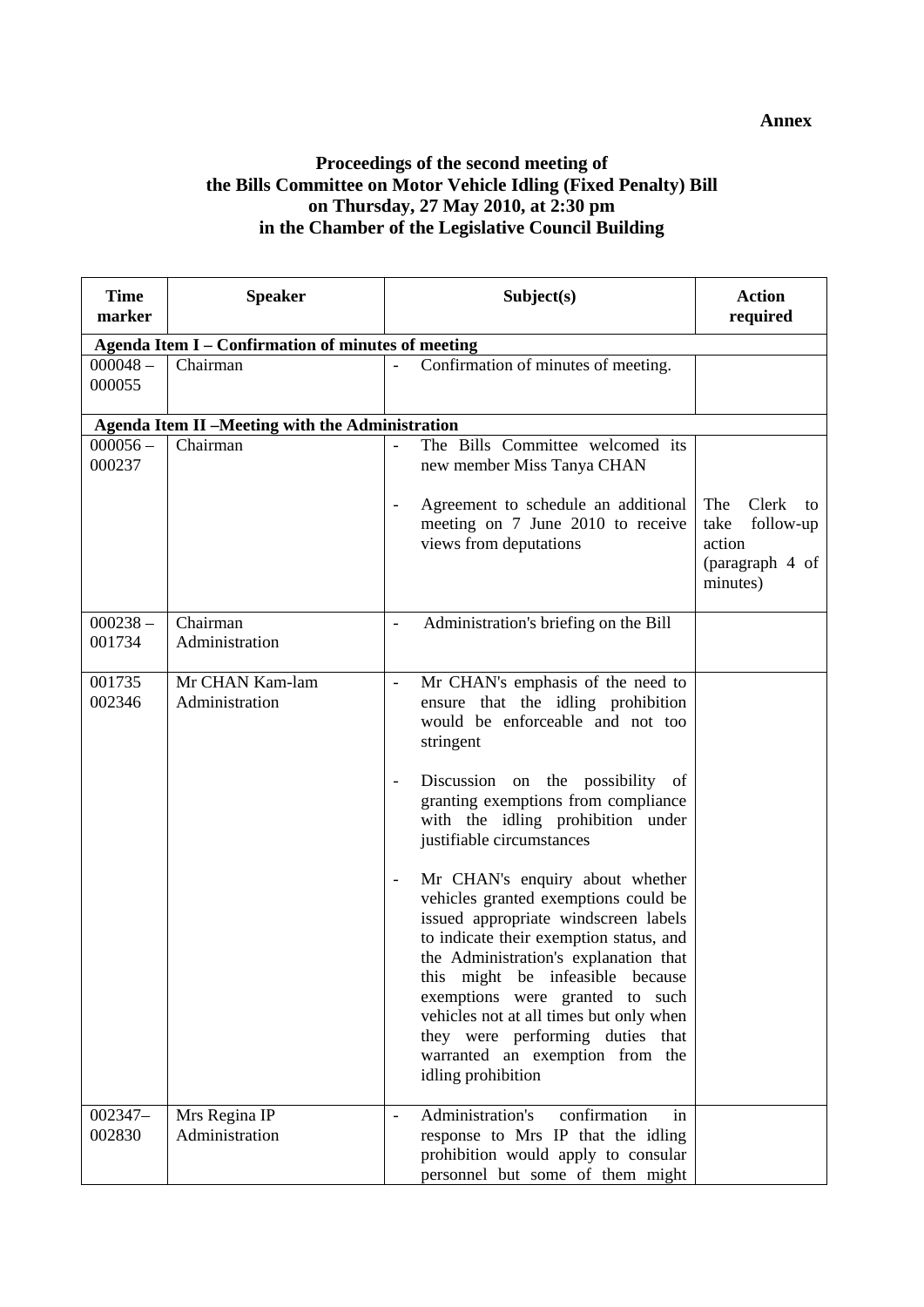**Annex**

**Proceedings of the second meeting of the Bills Committee on Motor Vehicle Idling (Fixed Penalty) Bill on Thursday, 27 May 2010, at 2:30 pm in the Chamber of the Legislative Council Building**

| Time marker | Speaker | Subject(s) | Action required |
|---|---|---|---|
| **Agenda Item I – Confirmation of minutes of meeting** | | | |
| 000048 – 000055 | Chairman | - Confirmation of minutes of meeting. | |
| **Agenda Item II –Meeting with the Administration** | | | |
| 000056 – 000237 | Chairman | - The Bills Committee welcomed its new member Miss Tanya CHAN<br><br>- Agreement to schedule an additional meeting on 7 June 2010 to receive views from deputations | The Clerk to take follow-up action (paragraph 4 of minutes) |
| 000238 – 001734 | Chairman<br>Administration | - Administration's briefing on the Bill | |
| 001735 002346 | Mr CHAN Kam-lam<br>Administration | - Mr CHAN's emphasis of the need to ensure that the idling prohibition would be enforceable and not too stringent<br><br>- Discussion on the possibility of granting exemptions from compliance with the idling prohibition under justifiable circumstances<br><br>- Mr CHAN's enquiry about whether vehicles granted exemptions could be issued appropriate windscreen labels to indicate their exemption status, and the Administration's explanation that this might be infeasible because exemptions were granted to such vehicles not at all times but only when they were performing duties that warranted an exemption from the idling prohibition | |
| 002347– 002830 | Mrs Regina IP<br>Administration | - Administration's confirmation in response to Mrs IP that the idling prohibition would apply to consular personnel but some of them might | |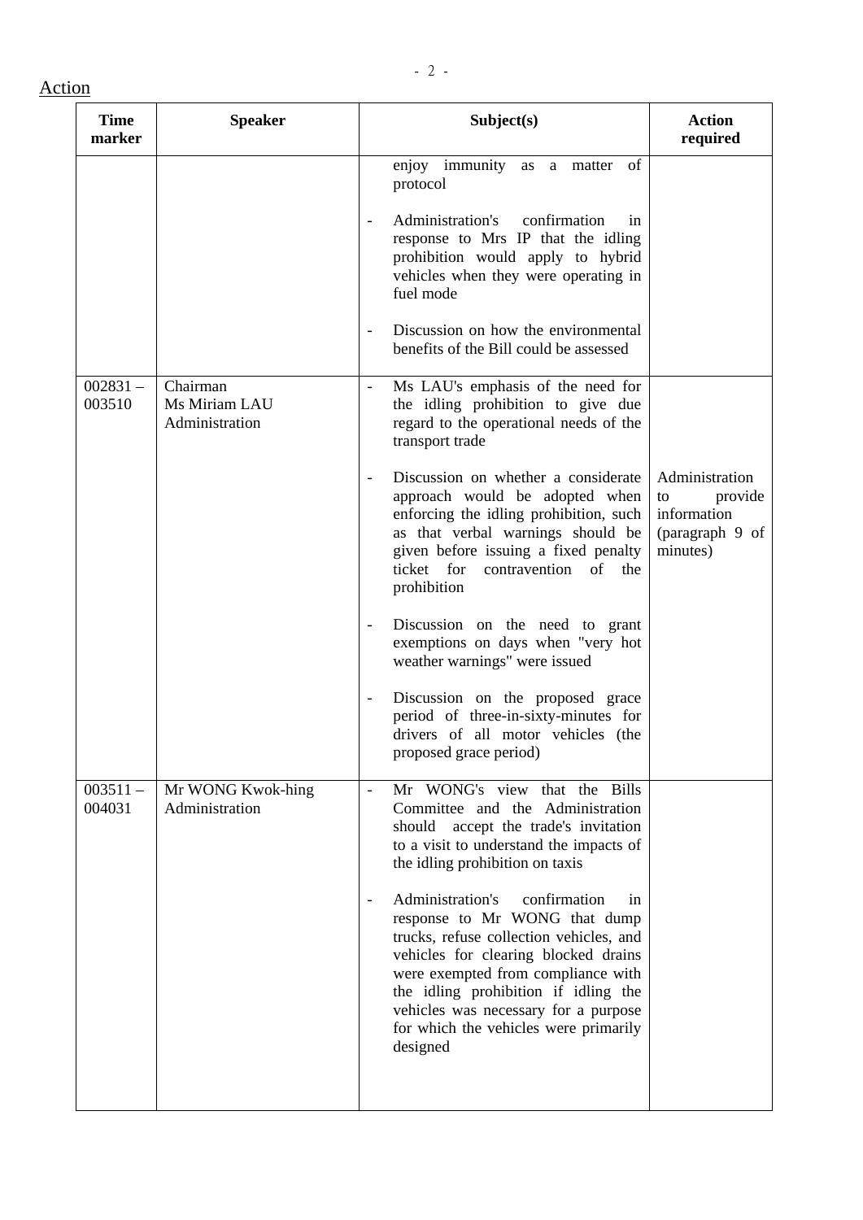Action

| Time marker | Speaker | Subject(s) | Action required |
|---|---|---|---|
| | | enjoy immunity as a matter of protocol<br><br>- Administration's confirmation in response to Mrs IP that the idling prohibition would apply to hybrid vehicles when they were operating in fuel mode<br><br>- Discussion on how the environmental benefits of the Bill could be assessed | |
| 002831 – 003510 | Chairman<br>Ms Miriam LAU<br>Administration | - Ms LAU's emphasis of the need for the idling prohibition to give due regard to the operational needs of the transport trade<br><br>- Discussion on whether a considerate approach would be adopted when enforcing the idling prohibition, such as that verbal warnings should be given before issuing a fixed penalty ticket for contravention of the prohibition<br><br>- Discussion on the need to grant exemptions on days when "very hot weather warnings" were issued<br><br>- Discussion on the proposed grace period of three-in-sixty-minutes for drivers of all motor vehicles (the proposed grace period) | Administration to provide information (paragraph 9 of minutes) |
| 003511 – 004031 | Mr WONG Kwok-hing<br>Administration | - Mr WONG's view that the Bills Committee and the Administration should accept the trade's invitation to a visit to understand the impacts of the idling prohibition on taxis<br><br>- Administration's confirmation in response to Mr WONG that dump trucks, refuse collection vehicles, and vehicles for clearing blocked drains were exempted from compliance with the idling prohibition if idling the vehicles was necessary for a purpose for which the vehicles were primarily designed | |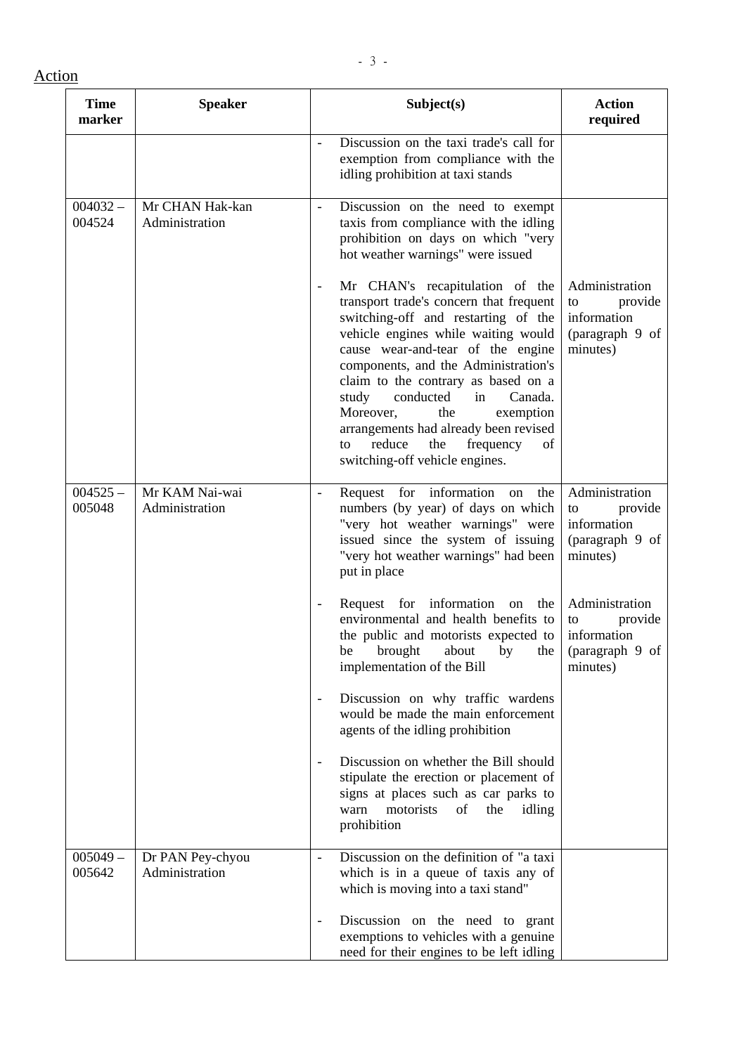Action

| Time marker | Speaker | Subject(s) | Action required |
|---|---|---|---|
| | | - Discussion on the taxi trade's call for exemption from compliance with the idling prohibition at taxi stands | |
| 004032 – 004524 | Mr CHAN Hak-kan Administration | - Discussion on the need to exempt taxis from compliance with the idling prohibition on days on which "very hot weather warnings" were issued | |
| | | - Mr CHAN's recapitulation of the transport trade's concern that frequent switching-off and restarting of the vehicle engines while waiting would cause wear-and-tear of the engine components, and the Administration's claim to the contrary as based on a study conducted in Canada. Moreover, the exemption arrangements had already been revised to reduce the frequency of switching-off vehicle engines. | Administration to provide information (paragraph 9 of minutes) |
| 004525 – 005048 | Mr KAM Nai-wai Administration | - Request for information on the numbers (by year) of days on which "very hot weather warnings" were issued since the system of issuing "very hot weather warnings" had been put in place | Administration to provide information (paragraph 9 of minutes) |
| | | - Request for information on the environmental and health benefits to the public and motorists expected to be brought about by the implementation of the Bill | Administration to provide information (paragraph 9 of minutes) |
| | | - Discussion on why traffic wardens would be made the main enforcement agents of the idling prohibition | |
| | | - Discussion on whether the Bill should stipulate the erection or placement of signs at places such as car parks to warn motorists of the idling prohibition | |
| 005049 – 005642 | Dr PAN Pey-chyou Administration | - Discussion on the definition of "a taxi which is in a queue of taxis any of which is moving into a taxi stand" | |
| | | - Discussion on the need to grant exemptions to vehicles with a genuine need for their engines to be left idling | |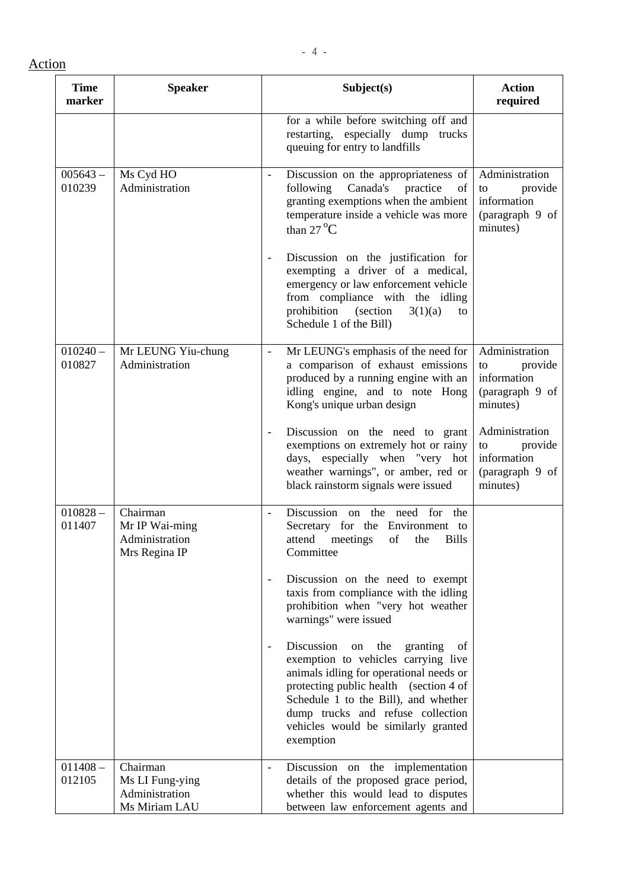Action

| Time marker | Speaker | Subject(s) | Action required |
|---|---|---|---|
| | | for a while before switching off and restarting, especially dump trucks queuing for entry to landfills | |
| 005643 – 010239 | Ms Cyd HO<br>Administration | - Discussion on the appropriateness of following Canada's practice of granting exemptions when the ambient temperature inside a vehicle was more than 27 $^{o}$C<br><br>- Discussion on the justification for exempting a driver of a medical, emergency or law enforcement vehicle from compliance with the idling prohibition (section 3(1)(a) to Schedule 1 of the Bill) | Administration to provide information (paragraph 9 of minutes) |
| 010240 – 010827 | Mr LEUNG Yiu-chung<br>Administration | - Mr LEUNG's emphasis of the need for a comparison of exhaust emissions produced by a running engine with an idling engine, and to note Hong Kong's unique urban design<br><br>- Discussion on the need to grant exemptions on extremely hot or rainy days, especially when "very hot weather warnings", or amber, red or black rainstorm signals were issued | Administration to provide information (paragraph 9 of minutes)<br><br>Administration to provide information (paragraph 9 of minutes) |
| 010828 – 011407 | Chairman<br>Mr IP Wai-ming<br>Administration<br>Mrs Regina IP | - Discussion on the need for the Secretary for the Environment to attend meetings of the Bills Committee<br><br>- Discussion on the need to exempt taxis from compliance with the idling prohibition when "very hot weather warnings" were issued<br><br>- Discussion on the granting of exemption to vehicles carrying live animals idling for operational needs or protecting public health (section 4 of Schedule 1 to the Bill), and whether dump trucks and refuse collection vehicles would be similarly granted exemption | |
| 011408 – 012105 | Chairman<br>Ms LI Fung-ying<br>Administration<br>Ms Miriam LAU | - Discussion on the implementation details of the proposed grace period, whether this would lead to disputes between law enforcement agents and | |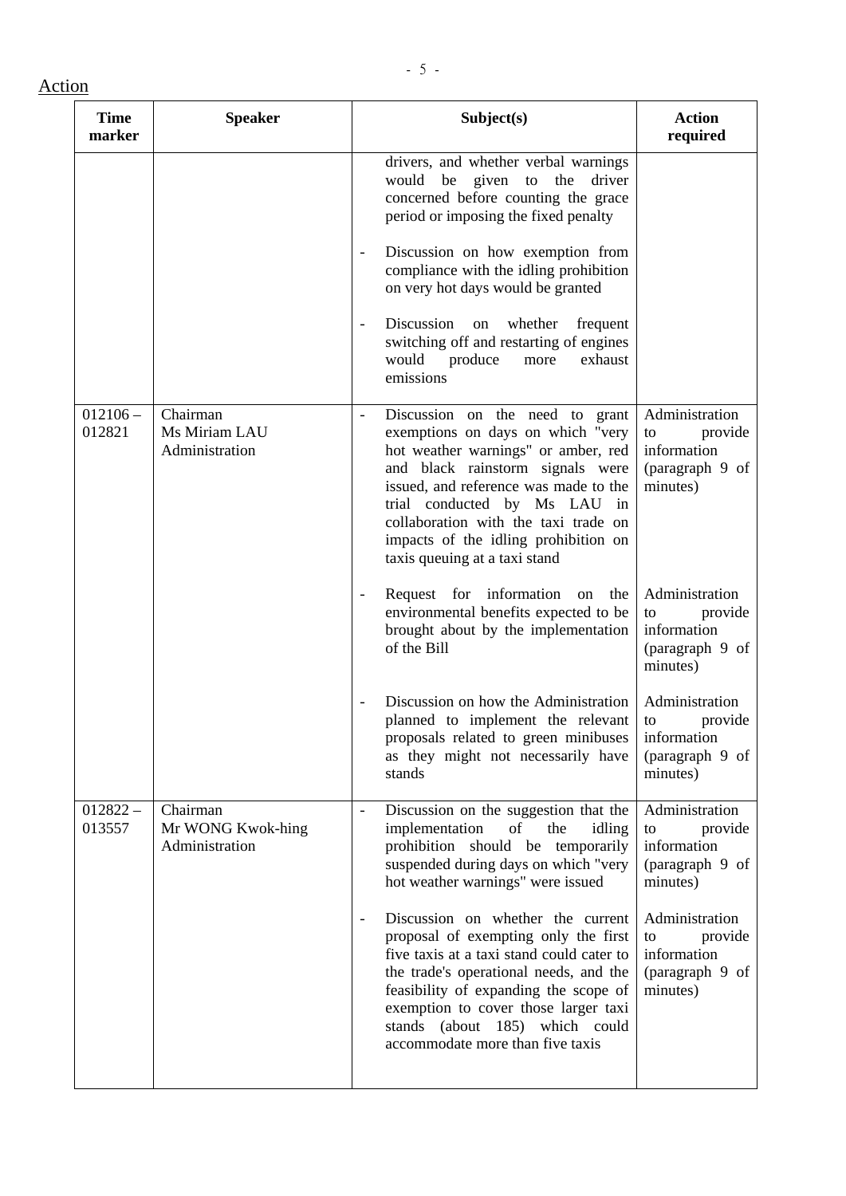Action

| Time marker | Speaker | Subject(s) | Action required |
|---|---|---|---|
| | | drivers, and whether verbal warnings would be given to the driver concerned before counting the grace period or imposing the fixed penalty<br><br>- Discussion on how exemption from compliance with the idling prohibition on very hot days would be granted<br><br>- Discussion on whether frequent switching off and restarting of engines would produce more exhaust emissions | |
| 012106 – 012821 | Chairman<br>Ms Miriam LAU<br>Administration | - Discussion on the need to grant exemptions on days on which "very hot weather warnings" or amber, red and black rainstorm signals were issued, and reference was made to the trial conducted by Ms LAU in collaboration with the taxi trade on impacts of the idling prohibition on taxis queuing at a taxi stand | Administration to provide information (paragraph 9 of minutes) |
| | | - Request for information on the environmental benefits expected to be brought about by the implementation of the Bill | Administration to provide information (paragraph 9 of minutes) |
| | | - Discussion on how the Administration planned to implement the relevant proposals related to green minibuses as they might not necessarily have stands | Administration to provide information (paragraph 9 of minutes) |
| 012822 – 013557 | Chairman<br>Mr WONG Kwok-hing<br>Administration | - Discussion on the suggestion that the implementation of the idling prohibition should be temporarily suspended during days on which "very hot weather warnings" were issued | Administration to provide information (paragraph 9 of minutes) |
| | | - Discussion on whether the current proposal of exempting only the first five taxis at a taxi stand could cater to the trade's operational needs, and the feasibility of expanding the scope of exemption to cover those larger taxi stands (about 185) which could accommodate more than five taxis | Administration to provide information (paragraph 9 of minutes) |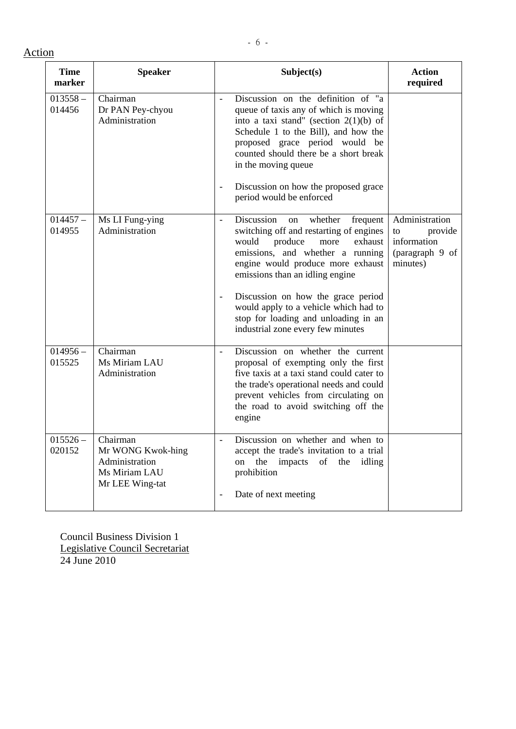Action

| Time marker | Speaker | Subject(s) | Action required |
|---|---|---|---|
| 013558 – 014456 | Chairman<br>Dr PAN Pey-chyou<br>Administration | - Discussion on the definition of "a queue of taxis any of which is moving into a taxi stand" (section 2(1)(b) of Schedule 1 to the Bill), and how the proposed grace period would be counted should there be a short break in the moving queue<br><br>- Discussion on how the proposed grace period would be enforced | |
| 014457 – 014955 | Ms LI Fung-ying<br>Administration | - Discussion on whether frequent switching off and restarting of engines would produce more exhaust emissions, and whether a running engine would produce more exhaust emissions than an idling engine<br><br>- Discussion on how the grace period would apply to a vehicle which had to stop for loading and unloading in an industrial zone every few minutes | Administration to provide information (paragraph 9 of minutes) |
| 014956 – 015525 | Chairman<br>Ms Miriam LAU<br>Administration | - Discussion on whether the current proposal of exempting only the first five taxis at a taxi stand could cater to the trade's operational needs and could prevent vehicles from circulating on the road to avoid switching off the engine | |
| 015526 – 020152 | Chairman<br>Mr WONG Kwok-hing<br>Administration<br>Ms Miriam LAU<br>Mr LEE Wing-tat | - Discussion on whether and when to accept the trade's invitation to a trial on the impacts of the idling prohibition<br><br>- Date of next meeting | |

Council Business Division 1
Legislative Council Secretariat
24 June 2010